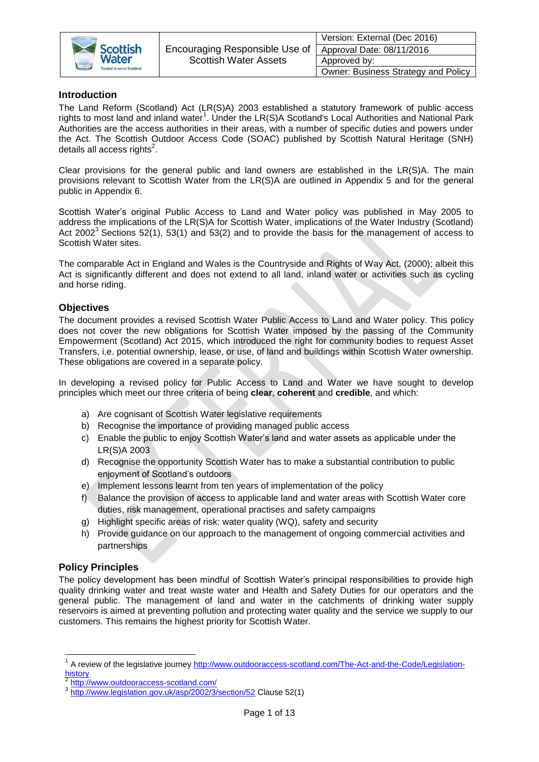| | Encouraging Responsible Use of Scottish Water Assets | Version: External (Dec 2016) |
|---|---|---|
| | | Approval Date: 08/11/2016 |
| | | Approved by: |
| | | Owner: Business Strategy and Policy |

## Introduction

The Land Reform (Scotland) Act (LR(S)A) 2003 established a statutory framework of public access rights to most land and inland water[1]. Under the LR(S)A Scotland's Local Authorities and National Park Authorities are the access authorities in their areas, with a number of specific duties and powers under the Act. The Scottish Outdoor Access Code (SOAC) published by Scottish Natural Heritage (SNH) details all access rights[2].

Clear provisions for the general public and land owners are established in the LR(S)A. The main provisions relevant to Scottish Water from the LR(S)A are outlined in Appendix 5 and for the general public in Appendix 6.

Scottish Water's original Public Access to Land and Water policy was published in May 2005 to address the implications of the LR(S)A for Scottish Water, implications of the Water Industry (Scotland) Act 2002[3] Sections 52(1), 53(1) and 53(2) and to provide the basis for the management of access to Scottish Water sites.

The comparable Act in England and Wales is the Countryside and Rights of Way Act, (2000); albeit this Act is significantly different and does not extend to all land, inland water or activities such as cycling and horse riding.

## Objectives

The document provides a revised Scottish Water Public Access to Land and Water policy. This policy does not cover the new obligations for Scottish Water imposed by the passing of the Community Empowerment (Scotland) Act 2015, which introduced the right for community bodies to request Asset Transfers, i.e. potential ownership, lease, or use, of land and buildings within Scottish Water ownership. These obligations are covered in a separate policy.

In developing a revised policy for Public Access to Land and Water we have sought to develop principles which meet our three criteria of being **clear**, **coherent** and **credible**, and which:

a) Are cognisant of Scottish Water legislative requirements
b) Recognise the importance of providing managed public access
c) Enable the public to enjoy Scottish Water's land and water assets as applicable under the LR(S)A 2003
d) Recognise the opportunity Scottish Water has to make a substantial contribution to public enjoyment of Scotland's outdoors
e) Implement lessons learnt from ten years of implementation of the policy
f) Balance the provision of access to applicable land and water areas with Scottish Water core duties, risk management, operational practises and safety campaigns
g) Highlight specific areas of risk: water quality (WQ), safety and security
h) Provide guidance on our approach to the management of ongoing commercial activities and partnerships

## Policy Principles

The policy development has been mindful of Scottish Water's principal responsibilities to provide high quality drinking water and treat waste water and Health and Safety Duties for our operators and the general public. The management of land and water in the catchments of drinking water supply reservoirs is aimed at preventing pollution and protecting water quality and the service we supply to our customers. This remains the highest priority for Scottish Water.

---

[1] A review of the legislative journey http://www.outdooraccess-scotland.com/The-Act-and-the-Code/Legislation-history

[2] http://www.outdooraccess-scotland.com/

[3] http://www.legislation.gov.uk/asp/2002/3/section/52 Clause 52(1)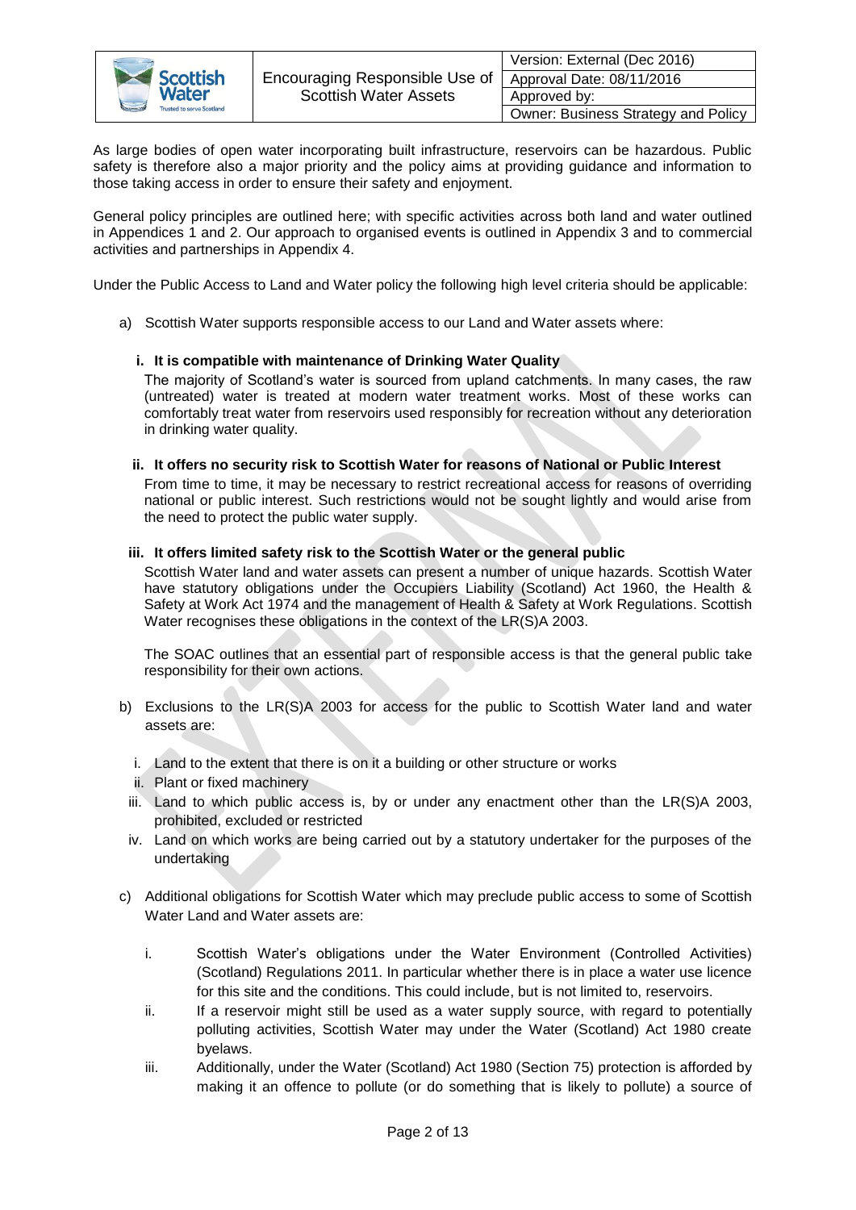As large bodies of open water incorporating built infrastructure, reservoirs can be hazardous. Public safety is therefore also a major priority and the policy aims at providing guidance and information to those taking access in order to ensure their safety and enjoyment.

General policy principles are outlined here; with specific activities across both land and water outlined in Appendices 1 and 2. Our approach to organised events is outlined in Appendix 3 and to commercial activities and partnerships in Appendix 4.

Under the Public Access to Land and Water policy the following high level criteria should be applicable:

a) Scottish Water supports responsible access to our Land and Water assets where:

   **i. It is compatible with maintenance of Drinking Water Quality**

   The majority of Scotland's water is sourced from upland catchments. In many cases, the raw (untreated) water is treated at modern water treatment works. Most of these works can comfortably treat water from reservoirs used responsibly for recreation without any deterioration in drinking water quality.

   **ii. It offers no security risk to Scottish Water for reasons of National or Public Interest**

   From time to time, it may be necessary to restrict recreational access for reasons of overriding national or public interest. Such restrictions would not be sought lightly and would arise from the need to protect the public water supply.

   **iii. It offers limited safety risk to the Scottish Water or the general public**

   Scottish Water land and water assets can present a number of unique hazards. Scottish Water have statutory obligations under the Occupiers Liability (Scotland) Act 1960, the Health & Safety at Work Act 1974 and the management of Health & Safety at Work Regulations. Scottish Water recognises these obligations in the context of the LR(S)A 2003.

   The SOAC outlines that an essential part of responsible access is that the general public take responsibility for their own actions.

b) Exclusions to the LR(S)A 2003 for access for the public to Scottish Water land and water assets are:

   i. Land to the extent that there is on it a building or other structure or works
   ii. Plant or fixed machinery
   iii. Land to which public access is, by or under any enactment other than the LR(S)A 2003, prohibited, excluded or restricted
   iv. Land on which works are being carried out by a statutory undertaker for the purposes of the undertaking

c) Additional obligations for Scottish Water which may preclude public access to some of Scottish Water Land and Water assets are:

   i. Scottish Water's obligations under the Water Environment (Controlled Activities) (Scotland) Regulations 2011. In particular whether there is in place a water use licence for this site and the conditions. This could include, but is not limited to, reservoirs.
   ii. If a reservoir might still be used as a water supply source, with regard to potentially polluting activities, Scottish Water may under the Water (Scotland) Act 1980 create byelaws.
   iii. Additionally, under the Water (Scotland) Act 1980 (Section 75) protection is afforded by making it an offence to pollute (or do something that is likely to pollute) a source of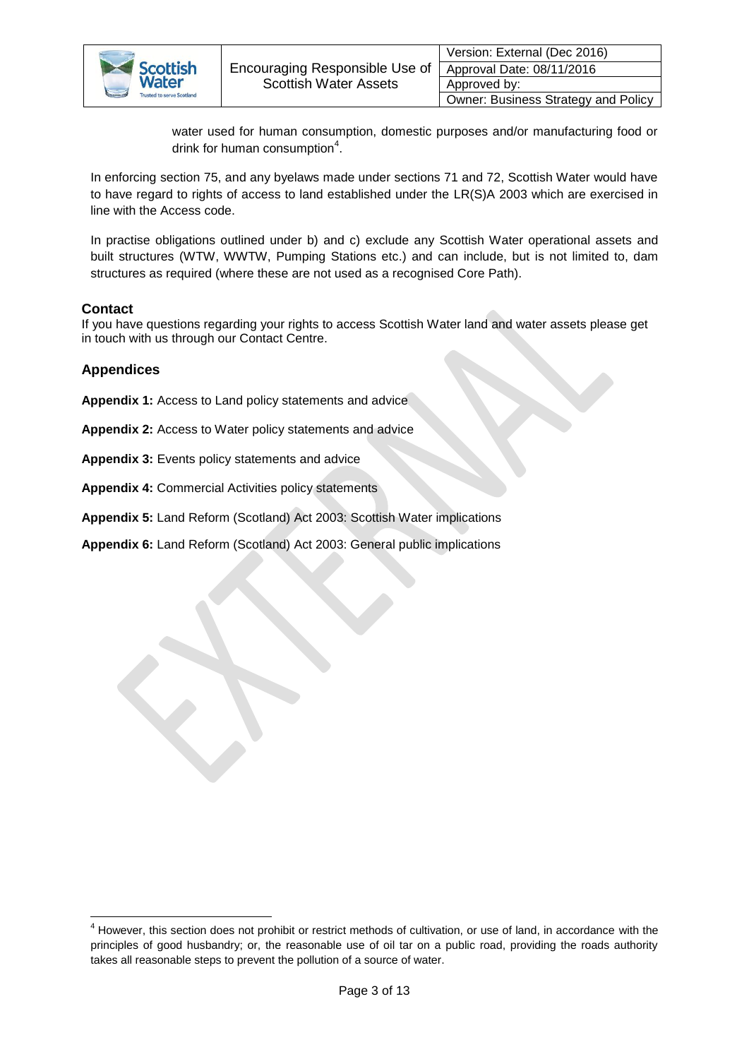water used for human consumption, domestic purposes and/or manufacturing food or drink for human consumption[4].

In enforcing section 75, and any byelaws made under sections 71 and 72, Scottish Water would have to have regard to rights of access to land established under the LR(S)A 2003 which are exercised in line with the Access code.

In practise obligations outlined under b) and c) exclude any Scottish Water operational assets and built structures (WTW, WWTW, Pumping Stations etc.) and can include, but is not limited to, dam structures as required (where these are not used as a recognised Core Path).

### Contact

If you have questions regarding your rights to access Scottish Water land and water assets please get in touch with us through our Contact Centre.

### Appendices

**Appendix 1:** Access to Land policy statements and advice

**Appendix 2:** Access to Water policy statements and advice

**Appendix 3:** Events policy statements and advice

**Appendix 4:** Commercial Activities policy statements

**Appendix 5:** Land Reform (Scotland) Act 2003: Scottish Water implications

**Appendix 6:** Land Reform (Scotland) Act 2003: General public implications

---

[4] However, this section does not prohibit or restrict methods of cultivation, or use of land, in accordance with the principles of good husbandry; or, the reasonable use of oil tar on a public road, providing the roads authority takes all reasonable steps to prevent the pollution of a source of water.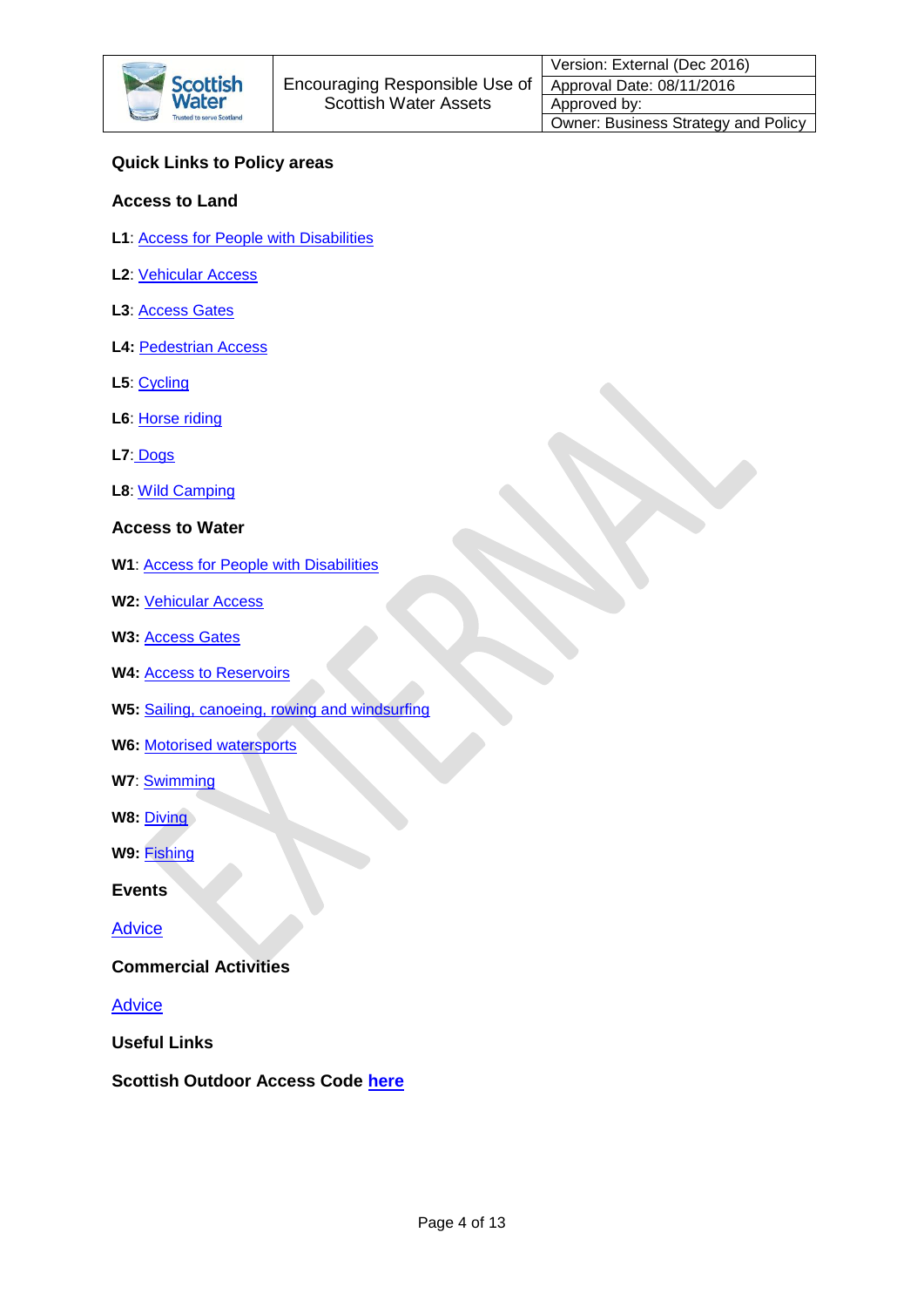**Quick Links to Policy areas**

**Access to Land**

**L1**: Access for People with Disabilities

**L2**: Vehicular Access

**L3**: Access Gates

**L4:** Pedestrian Access

**L5**: Cycling

**L6**: Horse riding

**L7**: Dogs

**L8**: Wild Camping

**Access to Water**

**W1**: Access for People with Disabilities

**W2:** Vehicular Access

**W3:** Access Gates

**W4:** Access to Reservoirs

**W5:** Sailing, canoeing, rowing and windsurfing

**W6:** Motorised watersports

**W7**: Swimming

**W8:** Diving

**W9:** Fishing

**Events**

Advice

**Commercial Activities**

Advice

**Useful Links**

**Scottish Outdoor Access Code here**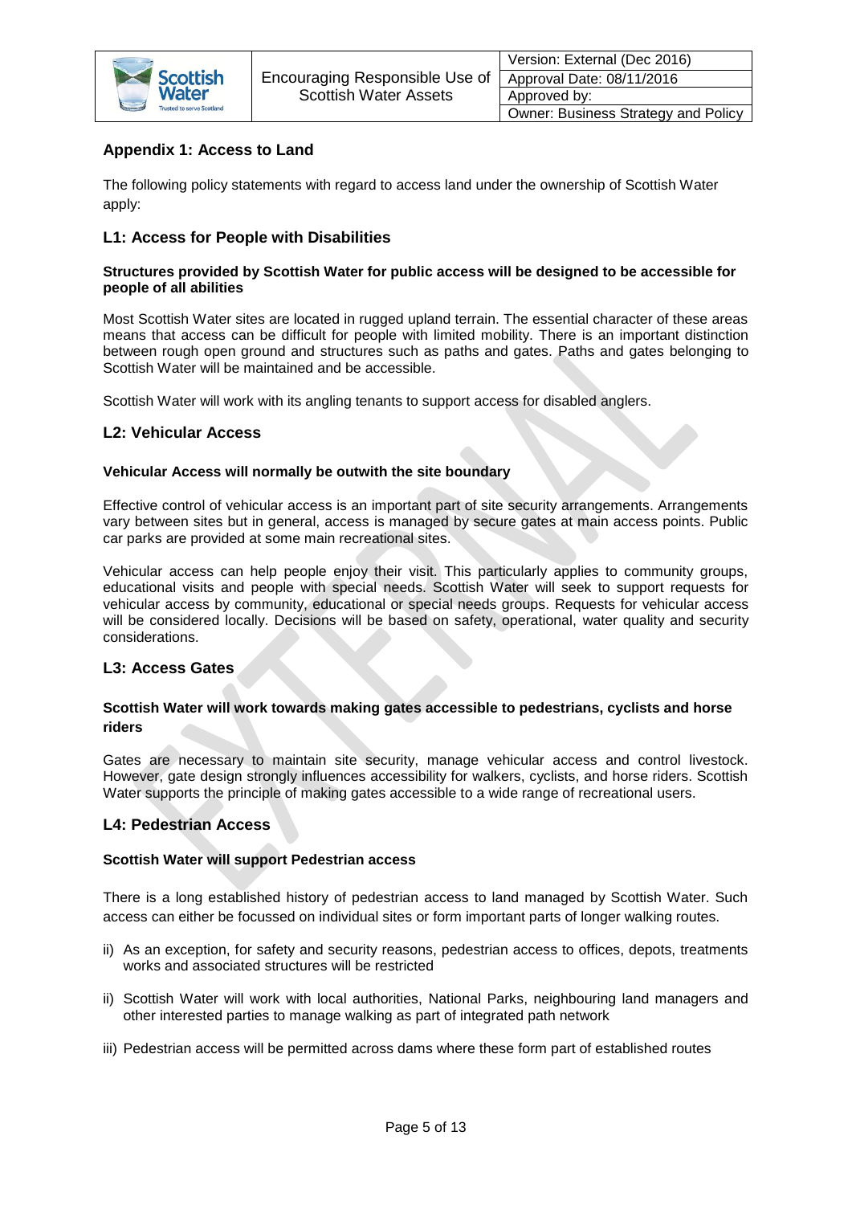## Appendix 1: Access to Land

The following policy statements with regard to access land under the ownership of Scottish Water apply:

### L1: Access for People with Disabilities

**Structures provided by Scottish Water for public access will be designed to be accessible for people of all abilities**

Most Scottish Water sites are located in rugged upland terrain. The essential character of these areas means that access can be difficult for people with limited mobility. There is an important distinction between rough open ground and structures such as paths and gates. Paths and gates belonging to Scottish Water will be maintained and be accessible.

Scottish Water will work with its angling tenants to support access for disabled anglers.

### L2: Vehicular Access

**Vehicular Access will normally be outwith the site boundary**

Effective control of vehicular access is an important part of site security arrangements. Arrangements vary between sites but in general, access is managed by secure gates at main access points. Public car parks are provided at some main recreational sites.

Vehicular access can help people enjoy their visit. This particularly applies to community groups, educational visits and people with special needs. Scottish Water will seek to support requests for vehicular access by community, educational or special needs groups. Requests for vehicular access will be considered locally. Decisions will be based on safety, operational, water quality and security considerations.

### L3: Access Gates

**Scottish Water will work towards making gates accessible to pedestrians, cyclists and horse riders**

Gates are necessary to maintain site security, manage vehicular access and control livestock. However, gate design strongly influences accessibility for walkers, cyclists, and horse riders. Scottish Water supports the principle of making gates accessible to a wide range of recreational users.

### L4: Pedestrian Access

**Scottish Water will support Pedestrian access**

There is a long established history of pedestrian access to land managed by Scottish Water. Such access can either be focussed on individual sites or form important parts of longer walking routes.

ii) As an exception, for safety and security reasons, pedestrian access to offices, depots, treatments works and associated structures will be restricted

ii) Scottish Water will work with local authorities, National Parks, neighbouring land managers and other interested parties to manage walking as part of integrated path network

iii) Pedestrian access will be permitted across dams where these form part of established routes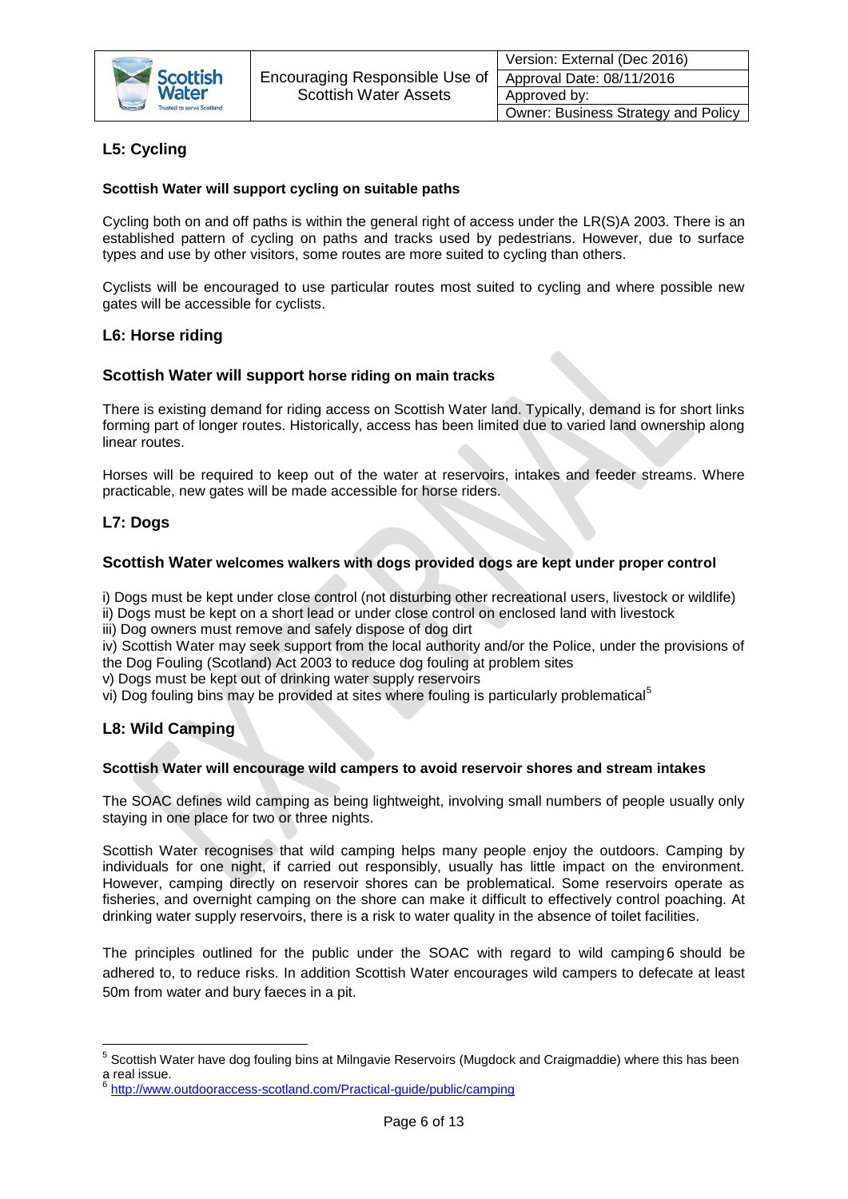## L5: Cycling

**Scottish Water will support cycling on suitable paths**

Cycling both on and off paths is within the general right of access under the LR(S)A 2003. There is an established pattern of cycling on paths and tracks used by pedestrians. However, due to surface types and use by other visitors, some routes are more suited to cycling than others.

Cyclists will be encouraged to use particular routes most suited to cycling and where possible new gates will be accessible for cyclists.

## L6: Horse riding

**Scottish Water will support horse riding on main tracks**

There is existing demand for riding access on Scottish Water land. Typically, demand is for short links forming part of longer routes. Historically, access has been limited due to varied land ownership along linear routes.

Horses will be required to keep out of the water at reservoirs, intakes and feeder streams. Where practicable, new gates will be made accessible for horse riders.

## L7: Dogs

**Scottish Water welcomes walkers with dogs provided dogs are kept under proper control**

i) Dogs must be kept under close control (not disturbing other recreational users, livestock or wildlife)
ii) Dogs must be kept on a short lead or under close control on enclosed land with livestock
iii) Dog owners must remove and safely dispose of dog dirt
iv) Scottish Water may seek support from the local authority and/or the Police, under the provisions of the Dog Fouling (Scotland) Act 2003 to reduce dog fouling at problem sites
v) Dogs must be kept out of drinking water supply reservoirs
vi) Dog fouling bins may be provided at sites where fouling is particularly problematical[5]

## L8: Wild Camping

**Scottish Water will encourage wild campers to avoid reservoir shores and stream intakes**

The SOAC defines wild camping as being lightweight, involving small numbers of people usually only staying in one place for two or three nights.

Scottish Water recognises that wild camping helps many people enjoy the outdoors. Camping by individuals for one night, if carried out responsibly, usually has little impact on the environment. However, camping directly on reservoir shores can be problematical. Some reservoirs operate as fisheries, and overnight camping on the shore can make it difficult to effectively control poaching. At drinking water supply reservoirs, there is a risk to water quality in the absence of toilet facilities.

The principles outlined for the public under the SOAC with regard to wild camping[6] should be adhered to, to reduce risks. In addition Scottish Water encourages wild campers to defecate at least 50m from water and bury faeces in a pit.

---

[5] Scottish Water have dog fouling bins at Milngavie Reservoirs (Mugdock and Craigmaddie) where this has been a real issue.

[6] http://www.outdooraccess-scotland.com/Practical-guide/public/camping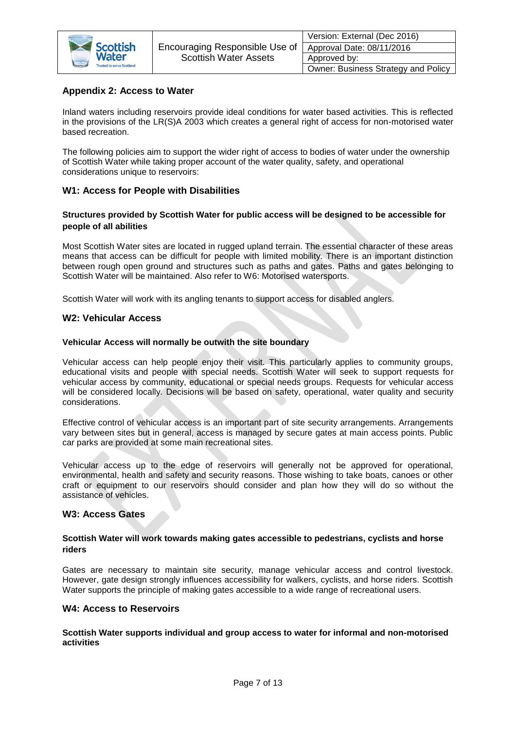## Appendix 2: Access to Water

Inland waters including reservoirs provide ideal conditions for water based activities. This is reflected in the provisions of the LR(S)A 2003 which creates a general right of access for non-motorised water based recreation.

The following policies aim to support the wider right of access to bodies of water under the ownership of Scottish Water while taking proper account of the water quality, safety, and operational considerations unique to reservoirs:

### W1: Access for People with Disabilities

**Structures provided by Scottish Water for public access will be designed to be accessible for people of all abilities**

Most Scottish Water sites are located in rugged upland terrain. The essential character of these areas means that access can be difficult for people with limited mobility. There is an important distinction between rough open ground and structures such as paths and gates. Paths and gates belonging to Scottish Water will be maintained. Also refer to W6: Motorised watersports.

Scottish Water will work with its angling tenants to support access for disabled anglers.

### W2: Vehicular Access

**Vehicular Access will normally be outwith the site boundary**

Vehicular access can help people enjoy their visit. This particularly applies to community groups, educational visits and people with special needs. Scottish Water will seek to support requests for vehicular access by community, educational or special needs groups. Requests for vehicular access will be considered locally. Decisions will be based on safety, operational, water quality and security considerations.

Effective control of vehicular access is an important part of site security arrangements. Arrangements vary between sites but in general, access is managed by secure gates at main access points. Public car parks are provided at some main recreational sites.

Vehicular access up to the edge of reservoirs will generally not be approved for operational, environmental, health and safety and security reasons. Those wishing to take boats, canoes or other craft or equipment to our reservoirs should consider and plan how they will do so without the assistance of vehicles.

### W3: Access Gates

**Scottish Water will work towards making gates accessible to pedestrians, cyclists and horse riders**

Gates are necessary to maintain site security, manage vehicular access and control livestock. However, gate design strongly influences accessibility for walkers, cyclists, and horse riders. Scottish Water supports the principle of making gates accessible to a wide range of recreational users.

### W4: Access to Reservoirs

**Scottish Water supports individual and group access to water for informal and non-motorised activities**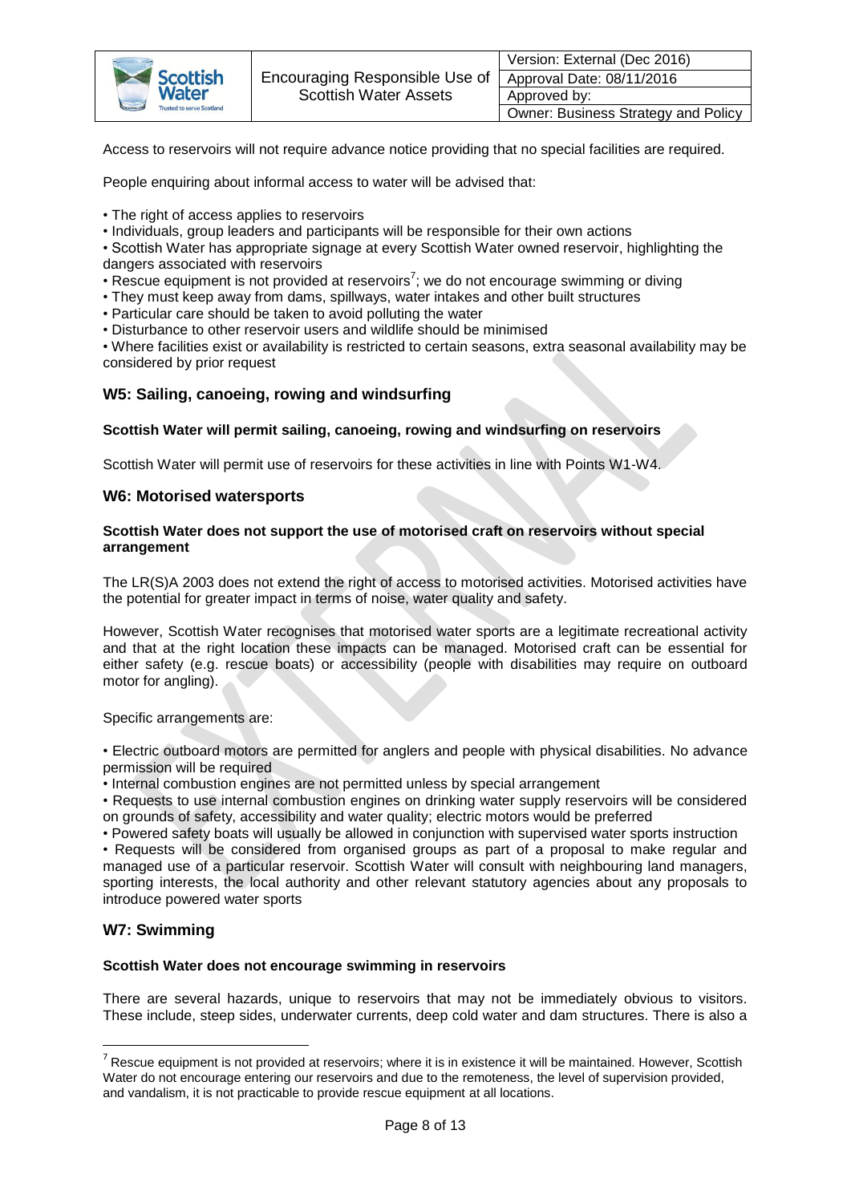Access to reservoirs will not require advance notice providing that no special facilities are required.

People enquiring about informal access to water will be advised that:

• The right of access applies to reservoirs
• Individuals, group leaders and participants will be responsible for their own actions
• Scottish Water has appropriate signage at every Scottish Water owned reservoir, highlighting the dangers associated with reservoirs
• Rescue equipment is not provided at reservoirs[7]; we do not encourage swimming or diving
• They must keep away from dams, spillways, water intakes and other built structures
• Particular care should be taken to avoid polluting the water
• Disturbance to other reservoir users and wildlife should be minimised
• Where facilities exist or availability is restricted to certain seasons, extra seasonal availability may be considered by prior request

## W5: Sailing, canoeing, rowing and windsurfing

**Scottish Water will permit sailing, canoeing, rowing and windsurfing on reservoirs**

Scottish Water will permit use of reservoirs for these activities in line with Points W1-W4.

## W6: Motorised watersports

**Scottish Water does not support the use of motorised craft on reservoirs without special arrangement**

The LR(S)A 2003 does not extend the right of access to motorised activities. Motorised activities have the potential for greater impact in terms of noise, water quality and safety.

However, Scottish Water recognises that motorised water sports are a legitimate recreational activity and that at the right location these impacts can be managed. Motorised craft can be essential for either safety (e.g. rescue boats) or accessibility (people with disabilities may require on outboard motor for angling).

Specific arrangements are:

• Electric outboard motors are permitted for anglers and people with physical disabilities. No advance permission will be required
• Internal combustion engines are not permitted unless by special arrangement
• Requests to use internal combustion engines on drinking water supply reservoirs will be considered on grounds of safety, accessibility and water quality; electric motors would be preferred
• Powered safety boats will usually be allowed in conjunction with supervised water sports instruction
• Requests will be considered from organised groups as part of a proposal to make regular and managed use of a particular reservoir. Scottish Water will consult with neighbouring land managers, sporting interests, the local authority and other relevant statutory agencies about any proposals to introduce powered water sports

## W7: Swimming

**Scottish Water does not encourage swimming in reservoirs**

There are several hazards, unique to reservoirs that may not be immediately obvious to visitors. These include, steep sides, underwater currents, deep cold water and dam structures. There is also a

---

[7] Rescue equipment is not provided at reservoirs; where it is in existence it will be maintained. However, Scottish Water do not encourage entering our reservoirs and due to the remoteness, the level of supervision provided, and vandalism, it is not practicable to provide rescue equipment at all locations.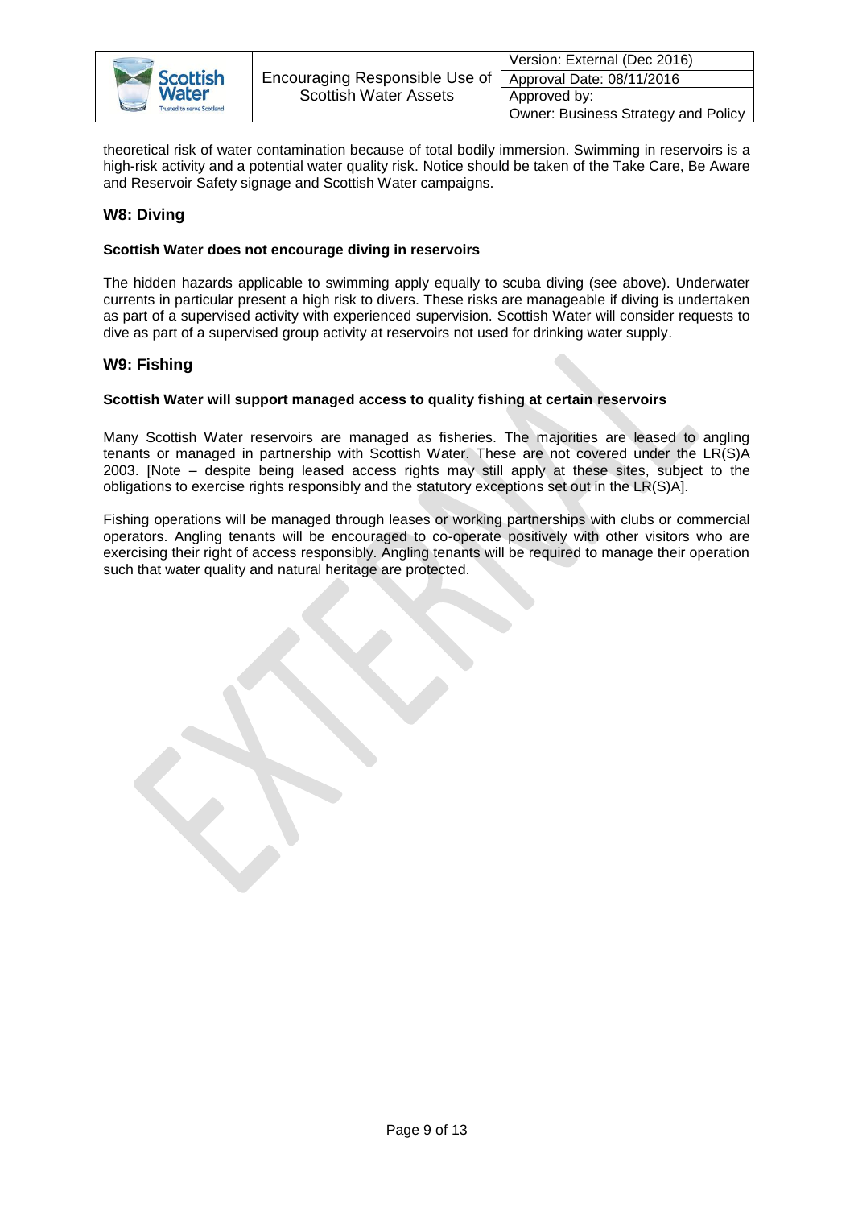theoretical risk of water contamination because of total bodily immersion. Swimming in reservoirs is a high-risk activity and a potential water quality risk. Notice should be taken of the Take Care, Be Aware and Reservoir Safety signage and Scottish Water campaigns.

### W8: Diving

**Scottish Water does not encourage diving in reservoirs**

The hidden hazards applicable to swimming apply equally to scuba diving (see above). Underwater currents in particular present a high risk to divers. These risks are manageable if diving is undertaken as part of a supervised activity with experienced supervision. Scottish Water will consider requests to dive as part of a supervised group activity at reservoirs not used for drinking water supply.

### W9: Fishing

**Scottish Water will support managed access to quality fishing at certain reservoirs**

Many Scottish Water reservoirs are managed as fisheries. The majorities are leased to angling tenants or managed in partnership with Scottish Water. These are not covered under the LR(S)A 2003. [Note – despite being leased access rights may still apply at these sites, subject to the obligations to exercise rights responsibly and the statutory exceptions set out in the LR(S)A].

Fishing operations will be managed through leases or working partnerships with clubs or commercial operators. Angling tenants will be encouraged to co-operate positively with other visitors who are exercising their right of access responsibly. Angling tenants will be required to manage their operation such that water quality and natural heritage are protected.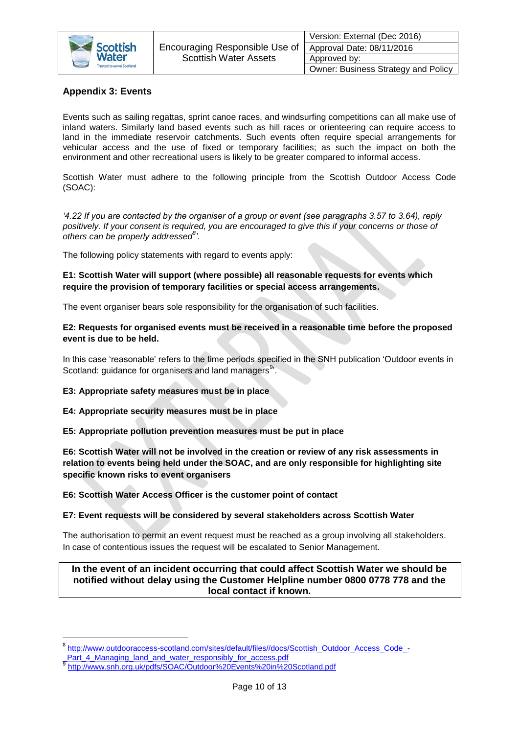## Appendix 3: Events

Events such as sailing regattas, sprint canoe races, and windsurfing competitions can all make use of inland waters. Similarly land based events such as hill races or orienteering can require access to land in the immediate reservoir catchments. Such events often require special arrangements for vehicular access and the use of fixed or temporary facilities; as such the impact on both the environment and other recreational users is likely to be greater compared to informal access.

Scottish Water must adhere to the following principle from the Scottish Outdoor Access Code (SOAC):

*'4.22 If you are contacted by the organiser of a group or event (see paragraphs 3.57 to 3.64), reply positively. If your consent is required, you are encouraged to give this if your concerns or those of others can be properly addressed[8]'.*

The following policy statements with regard to events apply:

**E1: Scottish Water will support (where possible) all reasonable requests for events which require the provision of temporary facilities or special access arrangements.**

The event organiser bears sole responsibility for the organisation of such facilities.

**E2: Requests for organised events must be received in a reasonable time before the proposed event is due to be held.**

In this case 'reasonable' refers to the time periods specified in the SNH publication 'Outdoor events in Scotland: guidance for organisers and land managers[9]'.

**E3: Appropriate safety measures must be in place**

**E4: Appropriate security measures must be in place**

**E5: Appropriate pollution prevention measures must be put in place**

**E6: Scottish Water will not be involved in the creation or review of any risk assessments in relation to events being held under the SOAC, and are only responsible for highlighting site specific known risks to event organisers**

**E6: Scottish Water Access Officer is the customer point of contact**

**E7: Event requests will be considered by several stakeholders across Scottish Water**

The authorisation to permit an event request must be reached as a group involving all stakeholders. In case of contentious issues the request will be escalated to Senior Management.

**In the event of an incident occurring that could affect Scottish Water we should be notified without delay using the Customer Helpline number 0800 0778 778 and the local contact if known.**

---

[8] http://www.outdooraccess-scotland.com/sites/default/files//docs/Scottish_Outdoor_Access_Code_-_Part_4_Managing_land_and_water_responsibly_for_access.pdf

[9] http://www.snh.org.uk/pdfs/SOAC/Outdoor%20Events%20in%20Scotland.pdf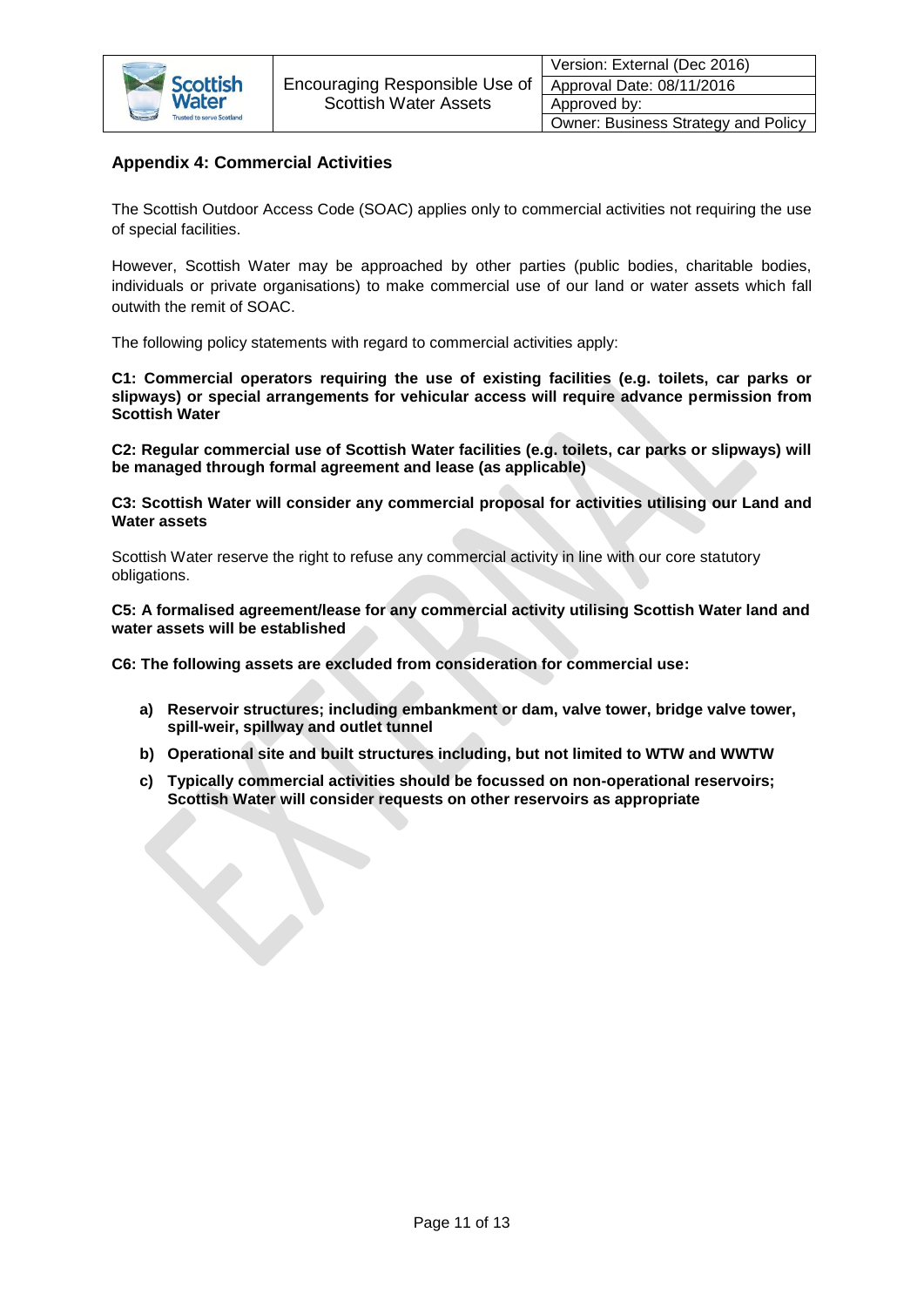## Appendix 4: Commercial Activities

The Scottish Outdoor Access Code (SOAC) applies only to commercial activities not requiring the use of special facilities.

However, Scottish Water may be approached by other parties (public bodies, charitable bodies, individuals or private organisations) to make commercial use of our land or water assets which fall outwith the remit of SOAC.

The following policy statements with regard to commercial activities apply:

**C1: Commercial operators requiring the use of existing facilities (e.g. toilets, car parks or slipways) or special arrangements for vehicular access will require advance permission from Scottish Water**

**C2: Regular commercial use of Scottish Water facilities (e.g. toilets, car parks or slipways) will be managed through formal agreement and lease (as applicable)**

**C3: Scottish Water will consider any commercial proposal for activities utilising our Land and Water assets**

Scottish Water reserve the right to refuse any commercial activity in line with our core statutory obligations.

**C5: A formalised agreement/lease for any commercial activity utilising Scottish Water land and water assets will be established**

**C6: The following assets are excluded from consideration for commercial use:**

- **a) Reservoir structures; including embankment or dam, valve tower, bridge valve tower, spill-weir, spillway and outlet tunnel**
- **b) Operational site and built structures including, but not limited to WTW and WWTW**
- **c) Typically commercial activities should be focussed on non-operational reservoirs; Scottish Water will consider requests on other reservoirs as appropriate**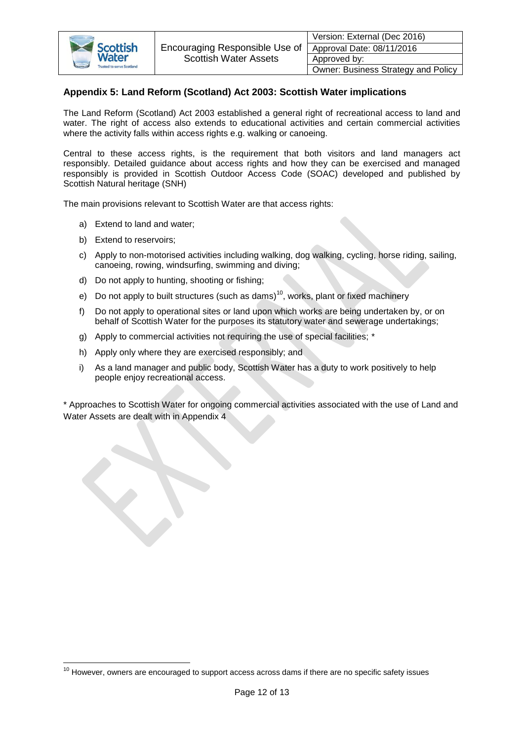## Appendix 5: Land Reform (Scotland) Act 2003: Scottish Water implications

The Land Reform (Scotland) Act 2003 established a general right of recreational access to land and water. The right of access also extends to educational activities and certain commercial activities where the activity falls within access rights e.g. walking or canoeing.

Central to these access rights, is the requirement that both visitors and land managers act responsibly. Detailed guidance about access rights and how they can be exercised and managed responsibly is provided in Scottish Outdoor Access Code (SOAC) developed and published by Scottish Natural heritage (SNH)

The main provisions relevant to Scottish Water are that access rights:

a) Extend to land and water;
b) Extend to reservoirs;
c) Apply to non-motorised activities including walking, dog walking, cycling, horse riding, sailing, canoeing, rowing, windsurfing, swimming and diving;
d) Do not apply to hunting, shooting or fishing;
e) Do not apply to built structures (such as dams)[10], works, plant or fixed machinery
f) Do not apply to operational sites or land upon which works are being undertaken by, or on behalf of Scottish Water for the purposes its statutory water and sewerage undertakings;
g) Apply to commercial activities not requiring the use of special facilities; *
h) Apply only where they are exercised responsibly; and
i) As a land manager and public body, Scottish Water has a duty to work positively to help people enjoy recreational access.

* Approaches to Scottish Water for ongoing commercial activities associated with the use of Land and Water Assets are dealt with in Appendix 4

[10] However, owners are encouraged to support access across dams if there are no specific safety issues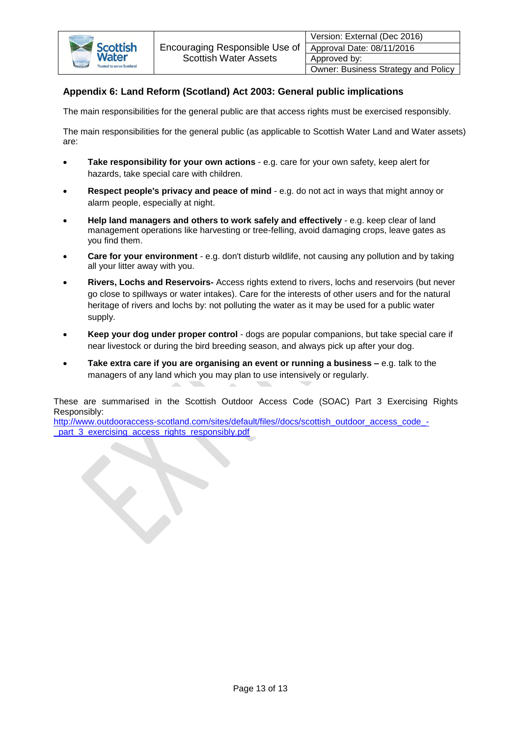## Appendix 6: Land Reform (Scotland) Act 2003: General public implications

The main responsibilities for the general public are that access rights must be exercised responsibly.

The main responsibilities for the general public (as applicable to Scottish Water Land and Water assets) are:

- **Take responsibility for your own actions** - e.g. care for your own safety, keep alert for hazards, take special care with children.
- **Respect people's privacy and peace of mind** - e.g. do not act in ways that might annoy or alarm people, especially at night.
- **Help land managers and others to work safely and effectively** - e.g. keep clear of land management operations like harvesting or tree-felling, avoid damaging crops, leave gates as you find them.
- **Care for your environment** - e.g. don't disturb wildlife, not causing any pollution and by taking all your litter away with you.
- **Rivers, Lochs and Reservoirs-** Access rights extend to rivers, lochs and reservoirs (but never go close to spillways or water intakes). Care for the interests of other users and for the natural heritage of rivers and lochs by: not polluting the water as it may be used for a public water supply.
- **Keep your dog under proper control** - dogs are popular companions, but take special care if near livestock or during the bird breeding season, and always pick up after your dog.
- **Take extra care if you are organising an event or running a business –** e.g. talk to the managers of any land which you may plan to use intensively or regularly.

These are summarised in the Scottish Outdoor Access Code (SOAC) Part 3 Exercising Rights Responsibly:
http://www.outdooraccess-scotland.com/sites/default/files//docs/scottish_outdoor_access_code_-_part_3_exercising_access_rights_responsibly.pdf